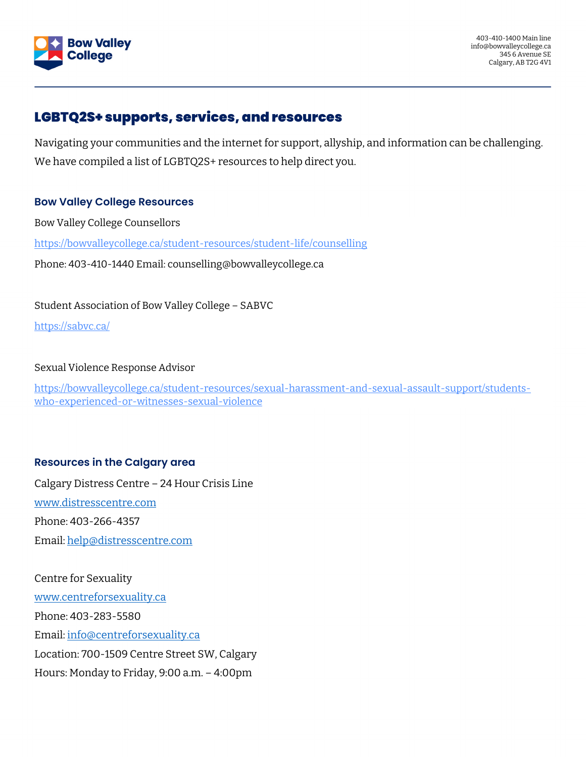403-410-1400 Main line
info@bowvalleycollege.ca
345 6 Avenue SE
Calgary, AB T2G 4V1

# LGBTQ2S+ supports, services, and resources

Navigating your communities and the internet for support, allyship, and information can be challenging. We have compiled a list of LGBTQ2S+ resources to help direct you.

## Bow Valley College Resources

Bow Valley College Counsellors

https://bowvalleycollege.ca/student-resources/student-life/counselling

Phone: 403-410-1440 Email: counselling@bowvalleycollege.ca

Student Association of Bow Valley College – SABVC

https://sabvc.ca/

Sexual Violence Response Advisor

https://bowvalleycollege.ca/student-resources/sexual-harassment-and-sexual-assault-support/students-who-experienced-or-witnesses-sexual-violence

## Resources in the Calgary area

Calgary Distress Centre – 24 Hour Crisis Line

www.distresscentre.com

Phone: 403-266-4357

Email: help@distresscentre.com

Centre for Sexuality

www.centreforsexuality.ca

Phone: 403-283-5580

Email: info@centreforsexuality.ca

Location: 700-1509 Centre Street SW, Calgary

Hours: Monday to Friday, 9:00 a.m. – 4:00pm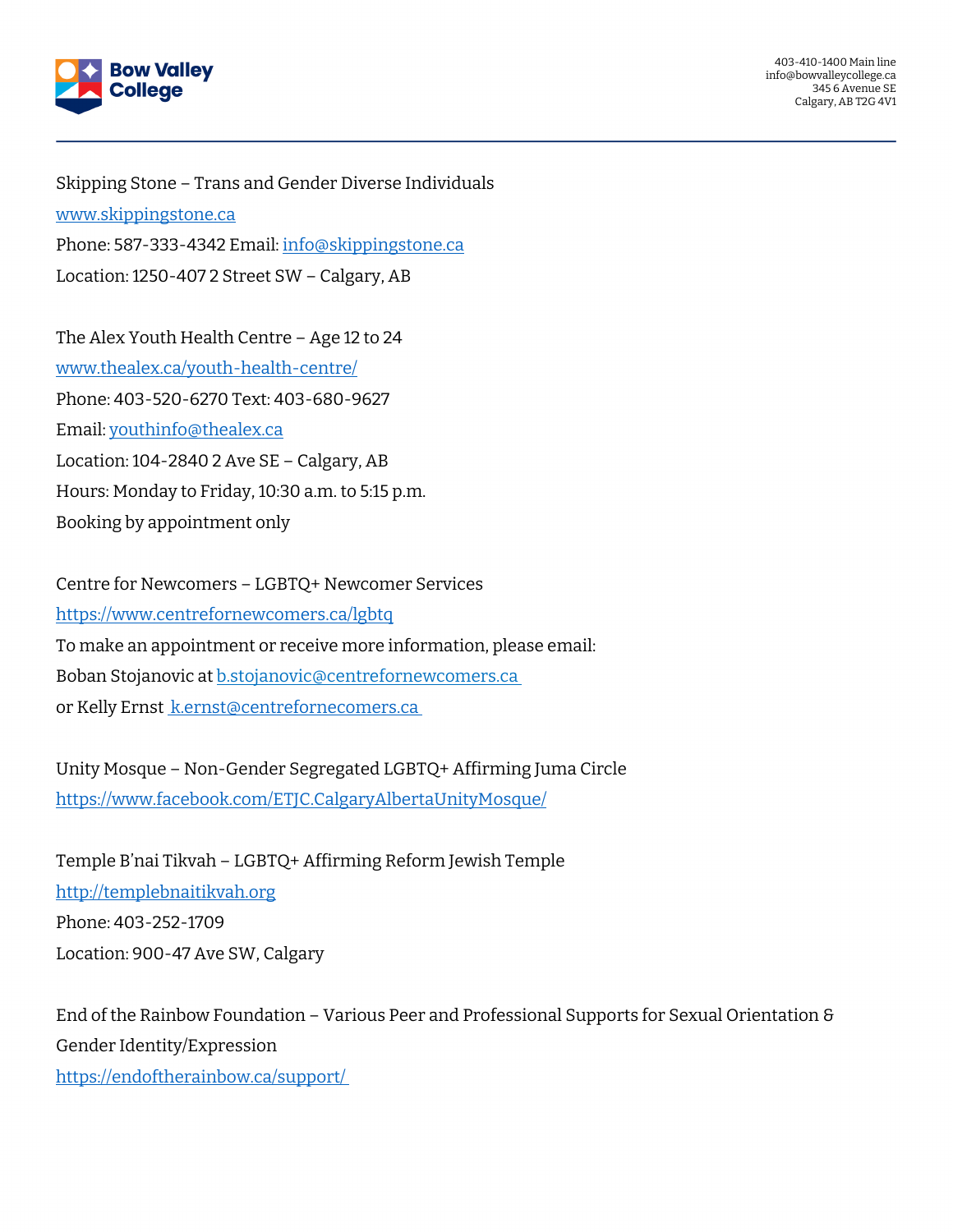Skipping Stone – Trans and Gender Diverse Individuals

www.skippingstone.ca

Phone: 587-333-4342 Email: info@skippingstone.ca

Location: 1250-407 2 Street SW – Calgary, AB

The Alex Youth Health Centre – Age 12 to 24

www.thealex.ca/youth-health-centre/

Phone: 403-520-6270 Text: 403-680-9627

Email: youthinfo@thealex.ca

Location: 104-2840 2 Ave SE – Calgary, AB

Hours: Monday to Friday, 10:30 a.m. to 5:15 p.m.

Booking by appointment only

Centre for Newcomers – LGBTQ+ Newcomer Services

https://www.centrefornewcomers.ca/lgbtq

To make an appointment or receive more information, please email:

Boban Stojanovic at b.stojanovic@centrefornewcomers.ca

or Kelly Ernst k.ernst@centrefornecomers.ca

Unity Mosque – Non-Gender Segregated LGBTQ+ Affirming Juma Circle

https://www.facebook.com/ETJC.CalgaryAlbertaUnityMosque/

Temple B'nai Tikvah – LGBTQ+ Affirming Reform Jewish Temple

http://templebnaitikvah.org

Phone: 403-252-1709

Location: 900-47 Ave SW, Calgary

End of the Rainbow Foundation – Various Peer and Professional Supports for Sexual Orientation & Gender Identity/Expression

https://endoftherainbow.ca/support/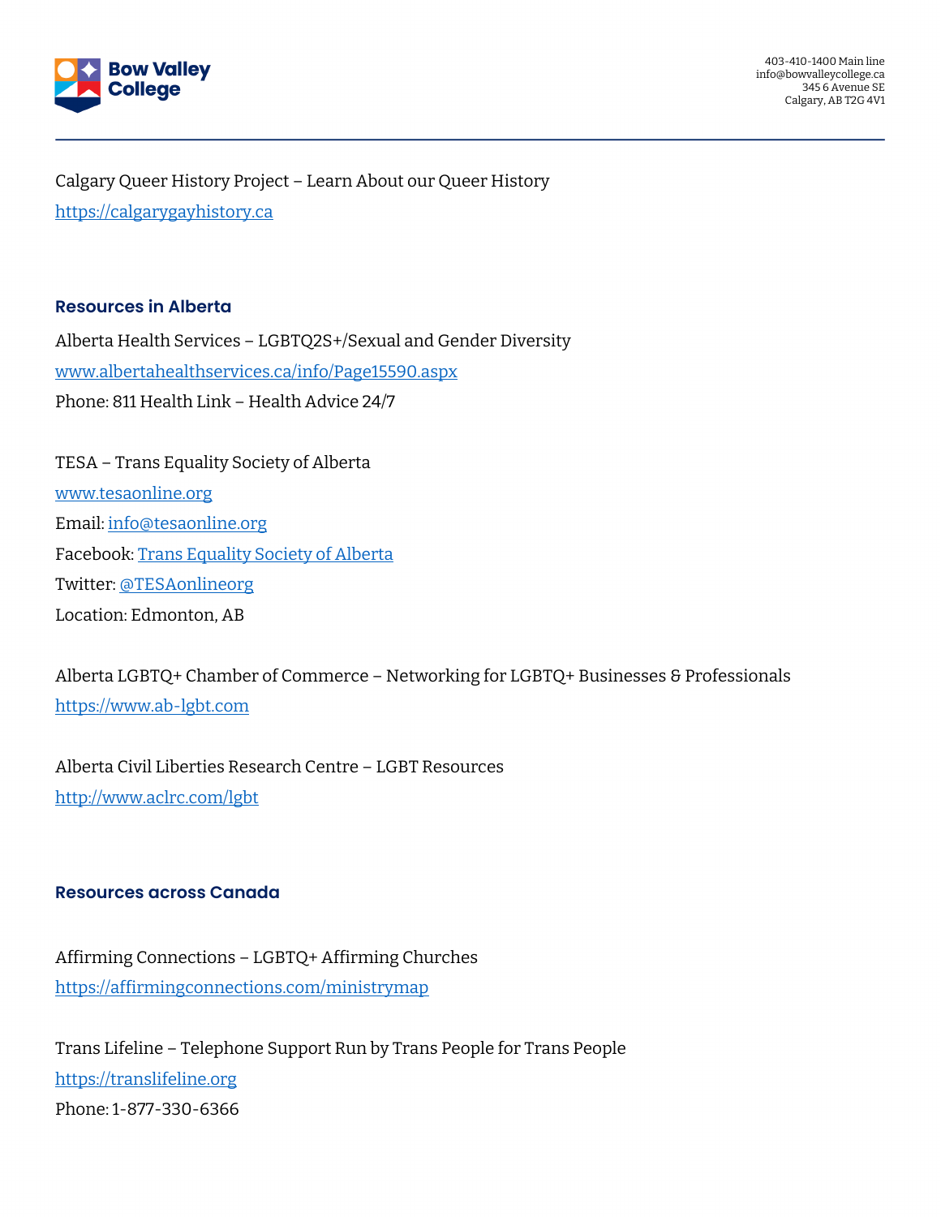Calgary Queer History Project – Learn About our Queer History
[https://calgarygayhistory.ca](https://calgarygayhistory.ca)

## Resources in Alberta

Alberta Health Services – LGBTQ2S+/Sexual and Gender Diversity
[www.albertahealthservices.ca/info/Page15590.aspx](www.albertahealthservices.ca/info/Page15590.aspx)
Phone: 811 Health Link – Health Advice 24/7

TESA – Trans Equality Society of Alberta
[www.tesaonline.org](www.tesaonline.org)
Email: [info@tesaonline.org](mailto:info@tesaonline.org)
Facebook: Trans Equality Society of Alberta
Twitter: @TESAonlineorg
Location: Edmonton, AB

Alberta LGBTQ+ Chamber of Commerce – Networking for LGBTQ+ Businesses & Professionals
[https://www.ab-lgbt.com](https://www.ab-lgbt.com)

Alberta Civil Liberties Research Centre – LGBT Resources
[http://www.aclrc.com/lgbt](http://www.aclrc.com/lgbt)

## Resources across Canada

Affirming Connections – LGBTQ+ Affirming Churches
[https://affirmingconnections.com/ministrymap](https://affirmingconnections.com/ministrymap)

Trans Lifeline – Telephone Support Run by Trans People for Trans People
[https://translifeline.org](https://translifeline.org)
Phone: 1-877-330-6366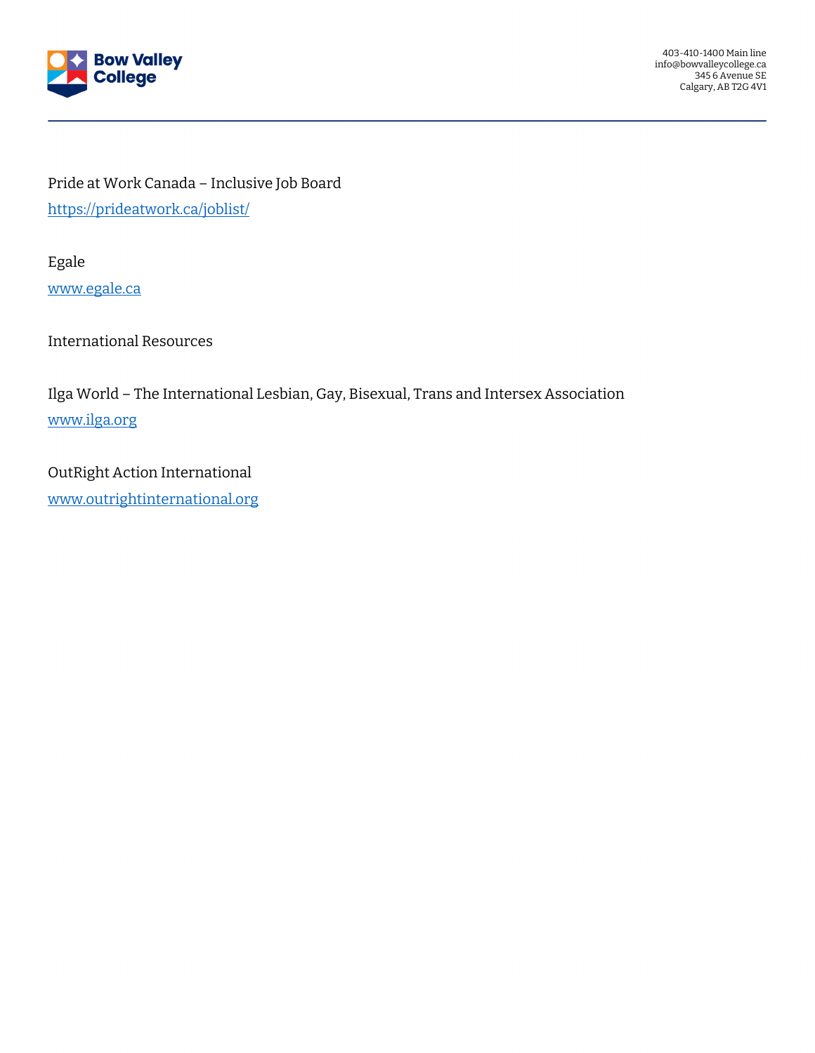Pride at Work Canada – Inclusive Job Board

https://prideatwork.ca/joblist/

Egale

www.egale.ca

International Resources

Ilga World – The International Lesbian, Gay, Bisexual, Trans and Intersex Association

www.ilga.org

OutRight Action International

www.outrightinternational.org